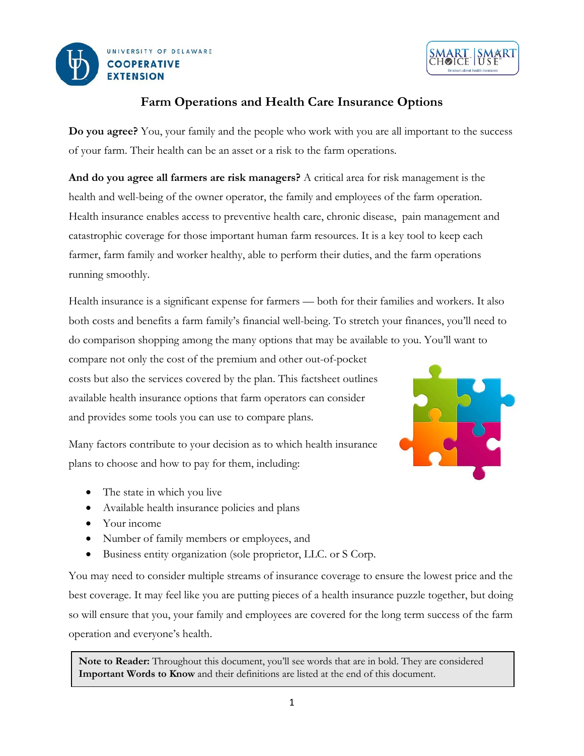# Farm Operations and Health Care Insurance Options

**Do you agree?** You, your family and the people who work with you are all important to the success of your farm. Their health can be an asset or a risk to the farm operations.

**And do you agree all farmers are risk managers?** A critical area for risk management is the health and well-being of the owner operator, the family and employees of the farm operation. Health insurance enables access to preventive health care, chronic disease, pain management and catastrophic coverage for those important human farm resources. It is a key tool to keep each farmer, farm family and worker healthy, able to perform their duties, and the farm operations running smoothly.

Health insurance is a significant expense for farmers — both for their families and workers. It also both costs and benefits a farm family's financial well-being. To stretch your finances, you'll need to do comparison shopping among the many options that may be available to you. You'll want to compare not only the cost of the premium and other out-of-pocket costs but also the services covered by the plan. This factsheet outlines available health insurance options that farm operators can consider and provides some tools you can use to compare plans.

Many factors contribute to your decision as to which health insurance plans to choose and how to pay for them, including:

- The state in which you live
- Available health insurance policies and plans
- Your income
- Number of family members or employees, and
- Business entity organization (sole proprietor, LLC. or S Corp.

You may need to consider multiple streams of insurance coverage to ensure the lowest price and the best coverage. It may feel like you are putting pieces of a health insurance puzzle together, but doing so will ensure that you, your family and employees are covered for the long term success of the farm operation and everyone's health.

> **Note to Reader:** Throughout this document, you'll see words that are in bold. They are considered **Important Words to Know** and their definitions are listed at the end of this document.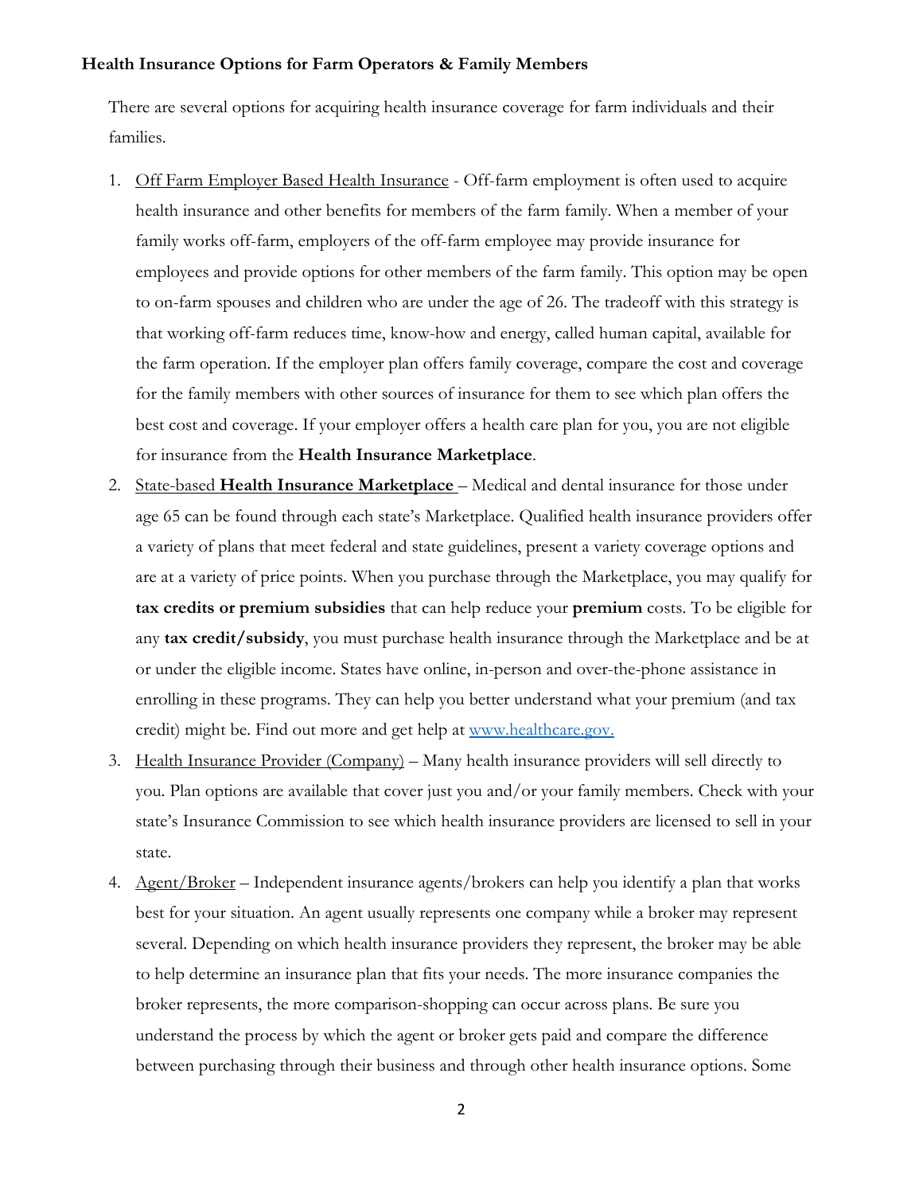**Health Insurance Options for Farm Operators & Family Members**

There are several options for acquiring health insurance coverage for farm individuals and their families.

1. Off Farm Employer Based Health Insurance - Off-farm employment is often used to acquire health insurance and other benefits for members of the farm family. When a member of your family works off-farm, employers of the off-farm employee may provide insurance for employees and provide options for other members of the farm family. This option may be open to on-farm spouses and children who are under the age of 26. The tradeoff with this strategy is that working off-farm reduces time, know-how and energy, called human capital, available for the farm operation. If the employer plan offers family coverage, compare the cost and coverage for the family members with other sources of insurance for them to see which plan offers the best cost and coverage. If your employer offers a health care plan for you, you are not eligible for insurance from the **Health Insurance Marketplace**.
2. State-based **Health Insurance Marketplace** – Medical and dental insurance for those under age 65 can be found through each state's Marketplace. Qualified health insurance providers offer a variety of plans that meet federal and state guidelines, present a variety coverage options and are at a variety of price points. When you purchase through the Marketplace, you may qualify for **tax credits or premium subsidies** that can help reduce your **premium** costs. To be eligible for any **tax credit/subsidy**, you must purchase health insurance through the Marketplace and be at or under the eligible income. States have online, in-person and over-the-phone assistance in enrolling in these programs. They can help you better understand what your premium (and tax credit) might be. Find out more and get help at www.healthcare.gov.
3. Health Insurance Provider (Company) – Many health insurance providers will sell directly to you. Plan options are available that cover just you and/or your family members. Check with your state's Insurance Commission to see which health insurance providers are licensed to sell in your state.
4. Agent/Broker – Independent insurance agents/brokers can help you identify a plan that works best for your situation. An agent usually represents one company while a broker may represent several. Depending on which health insurance providers they represent, the broker may be able to help determine an insurance plan that fits your needs. The more insurance companies the broker represents, the more comparison-shopping can occur across plans. Be sure you understand the process by which the agent or broker gets paid and compare the difference between purchasing through their business and through other health insurance options. Some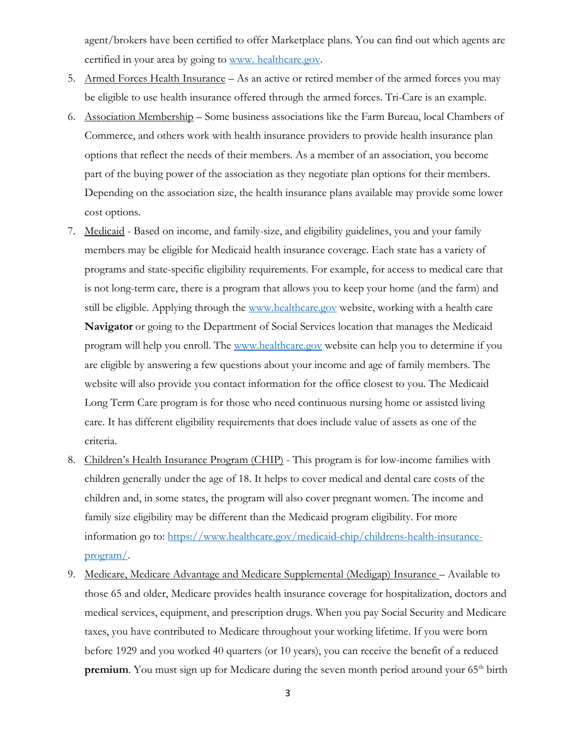agent/brokers have been certified to offer Marketplace plans. You can find out which agents are certified in your area by going to [www. healthcare.gov](http://www.healthcare.gov).

5. Armed Forces Health Insurance – As an active or retired member of the armed forces you may be eligible to use health insurance offered through the armed forces. Tri-Care is an example.
6. Association Membership – Some business associations like the Farm Bureau, local Chambers of Commerce, and others work with health insurance providers to provide health insurance plan options that reflect the needs of their members. As a member of an association, you become part of the buying power of the association as they negotiate plan options for their members. Depending on the association size, the health insurance plans available may provide some lower cost options.
7. Medicaid - Based on income, and family-size, and eligibility guidelines, you and your family members may be eligible for Medicaid health insurance coverage. Each state has a variety of programs and state-specific eligibility requirements. For example, for access to medical care that is not long-term care, there is a program that allows you to keep your home (and the farm) and still be eligible. Applying through the [www.healthcare.gov](http://www.healthcare.gov) website, working with a health care **Navigator** or going to the Department of Social Services location that manages the Medicaid program will help you enroll. The [www.healthcare.gov](http://www.healthcare.gov) website can help you to determine if you are eligible by answering a few questions about your income and age of family members. The website will also provide you contact information for the office closest to you. The Medicaid Long Term Care program is for those who need continuous nursing home or assisted living care. It has different eligibility requirements that does include value of assets as one of the criteria.
8. Children's Health Insurance Program (CHIP) - This program is for low-income families with children generally under the age of 18. It helps to cover medical and dental care costs of the children and, in some states, the program will also cover pregnant women. The income and family size eligibility may be different than the Medicaid program eligibility. For more information go to: [https://www.healthcare.gov/medicaid-chip/childrens-health-insurance-program/](https://www.healthcare.gov/medicaid-chip/childrens-health-insurance-program/).
9. Medicare, Medicare Advantage and Medicare Supplemental (Medigap) Insurance – Available to those 65 and older, Medicare provides health insurance coverage for hospitalization, doctors and medical services, equipment, and prescription drugs. When you pay Social Security and Medicare taxes, you have contributed to Medicare throughout your working lifetime. If you were born before 1929 and you worked 40 quarters (or 10 years), you can receive the benefit of a reduced **premium**. You must sign up for Medicare during the seven month period around your 65th birth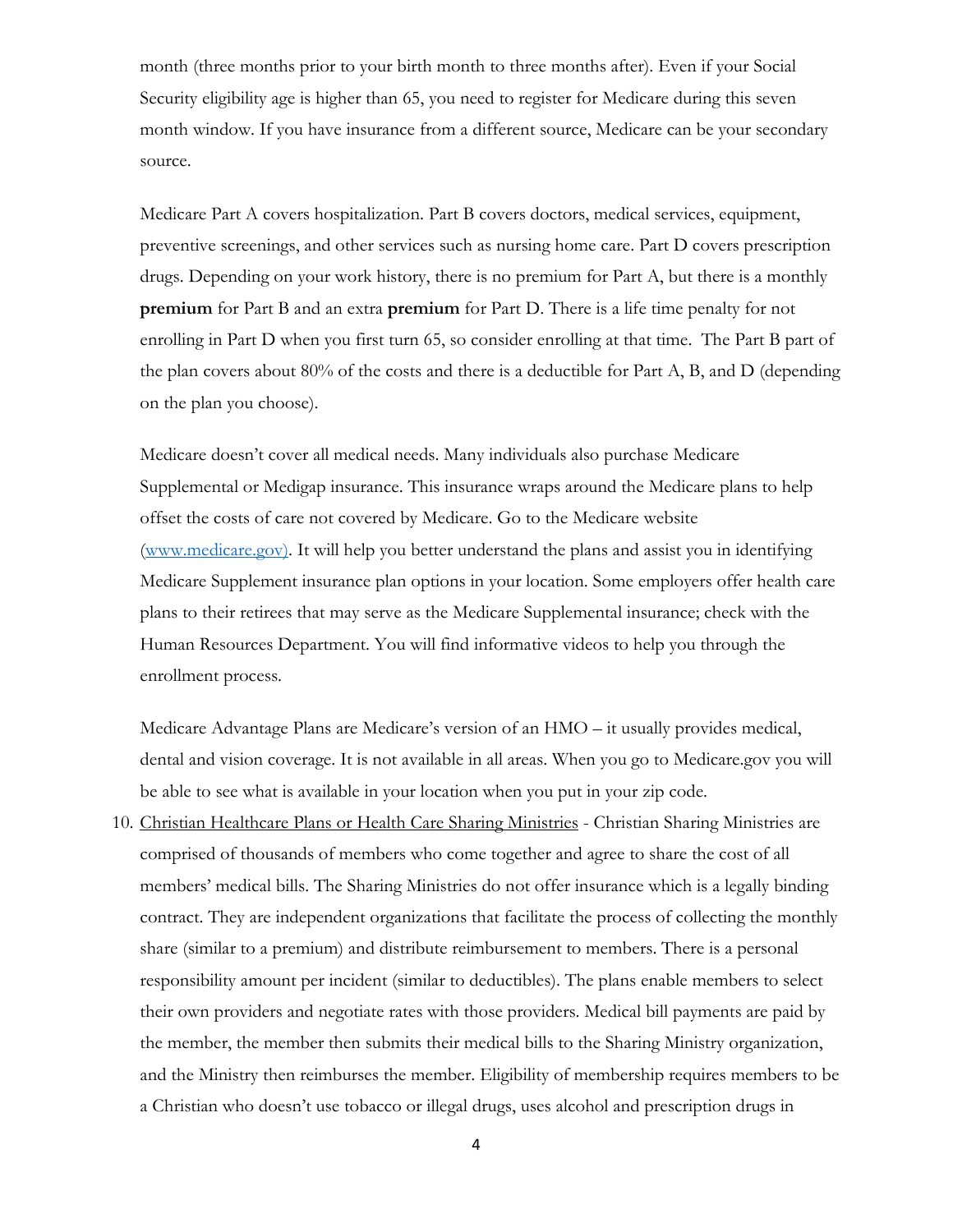month (three months prior to your birth month to three months after). Even if your Social Security eligibility age is higher than 65, you need to register for Medicare during this seven month window. If you have insurance from a different source, Medicare can be your secondary source.

Medicare Part A covers hospitalization. Part B covers doctors, medical services, equipment, preventive screenings, and other services such as nursing home care. Part D covers prescription drugs. Depending on your work history, there is no premium for Part A, but there is a monthly **premium** for Part B and an extra **premium** for Part D. There is a life time penalty for not enrolling in Part D when you first turn 65, so consider enrolling at that time. The Part B part of the plan covers about 80% of the costs and there is a deductible for Part A, B, and D (depending on the plan you choose).

Medicare doesn't cover all medical needs. Many individuals also purchase Medicare Supplemental or Medigap insurance. This insurance wraps around the Medicare plans to help offset the costs of care not covered by Medicare. Go to the Medicare website ([www.medicare.gov](www.medicare.gov)). It will help you better understand the plans and assist you in identifying Medicare Supplement insurance plan options in your location. Some employers offer health care plans to their retirees that may serve as the Medicare Supplemental insurance; check with the Human Resources Department. You will find informative videos to help you through the enrollment process.

Medicare Advantage Plans are Medicare's version of an HMO – it usually provides medical, dental and vision coverage. It is not available in all areas. When you go to Medicare.gov you will be able to see what is available in your location when you put in your zip code.

10. Christian Healthcare Plans or Health Care Sharing Ministries - Christian Sharing Ministries are comprised of thousands of members who come together and agree to share the cost of all members' medical bills. The Sharing Ministries do not offer insurance which is a legally binding contract. They are independent organizations that facilitate the process of collecting the monthly share (similar to a premium) and distribute reimbursement to members. There is a personal responsibility amount per incident (similar to deductibles). The plans enable members to select their own providers and negotiate rates with those providers. Medical bill payments are paid by the member, the member then submits their medical bills to the Sharing Ministry organization, and the Ministry then reimburses the member. Eligibility of membership requires members to be a Christian who doesn't use tobacco or illegal drugs, uses alcohol and prescription drugs in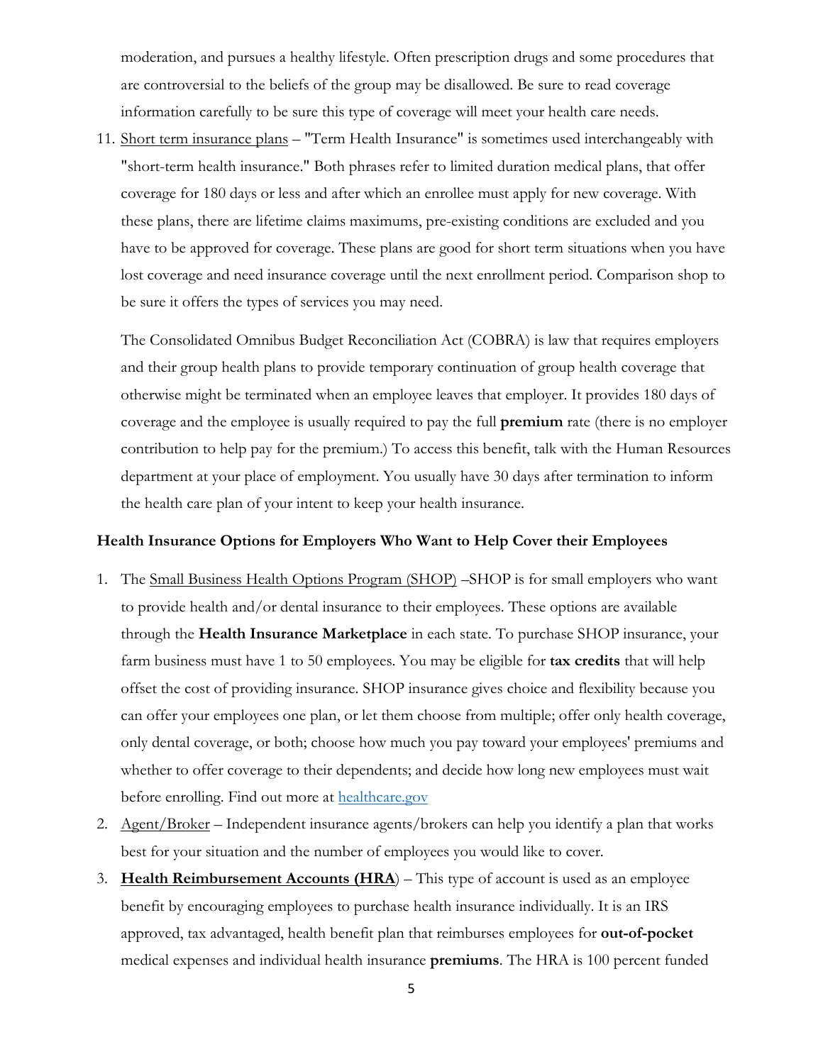moderation, and pursues a healthy lifestyle. Often prescription drugs and some procedures that are controversial to the beliefs of the group may be disallowed. Be sure to read coverage information carefully to be sure this type of coverage will meet your health care needs.

11. Short term insurance plans – "Term Health Insurance" is sometimes used interchangeably with "short-term health insurance." Both phrases refer to limited duration medical plans, that offer coverage for 180 days or less and after which an enrollee must apply for new coverage. With these plans, there are lifetime claims maximums, pre-existing conditions are excluded and you have to be approved for coverage. These plans are good for short term situations when you have lost coverage and need insurance coverage until the next enrollment period. Comparison shop to be sure it offers the types of services you may need.

    The Consolidated Omnibus Budget Reconciliation Act (COBRA) is law that requires employers and their group health plans to provide temporary continuation of group health coverage that otherwise might be terminated when an employee leaves that employer. It provides 180 days of coverage and the employee is usually required to pay the full **premium** rate (there is no employer contribution to help pay for the premium.) To access this benefit, talk with the Human Resources department at your place of employment. You usually have 30 days after termination to inform the health care plan of your intent to keep your health insurance.

**Health Insurance Options for Employers Who Want to Help Cover their Employees**

1. The Small Business Health Options Program (SHOP) –SHOP is for small employers who want to provide health and/or dental insurance to their employees. These options are available through the **Health Insurance Marketplace** in each state. To purchase SHOP insurance, your farm business must have 1 to 50 employees. You may be eligible for **tax credits** that will help offset the cost of providing insurance. SHOP insurance gives choice and flexibility because you can offer your employees one plan, or let them choose from multiple; offer only health coverage, only dental coverage, or both; choose how much you pay toward your employees' premiums and whether to offer coverage to their dependents; and decide how long new employees must wait before enrolling. Find out more at [healthcare.gov](healthcare.gov)
2. Agent/Broker – Independent insurance agents/brokers can help you identify a plan that works best for your situation and the number of employees you would like to cover.
3. **Health Reimbursement Accounts (HRA**) – This type of account is used as an employee benefit by encouraging employees to purchase health insurance individually. It is an IRS approved, tax advantaged, health benefit plan that reimburses employees for **out-of-pocket** medical expenses and individual health insurance **premiums**. The HRA is 100 percent funded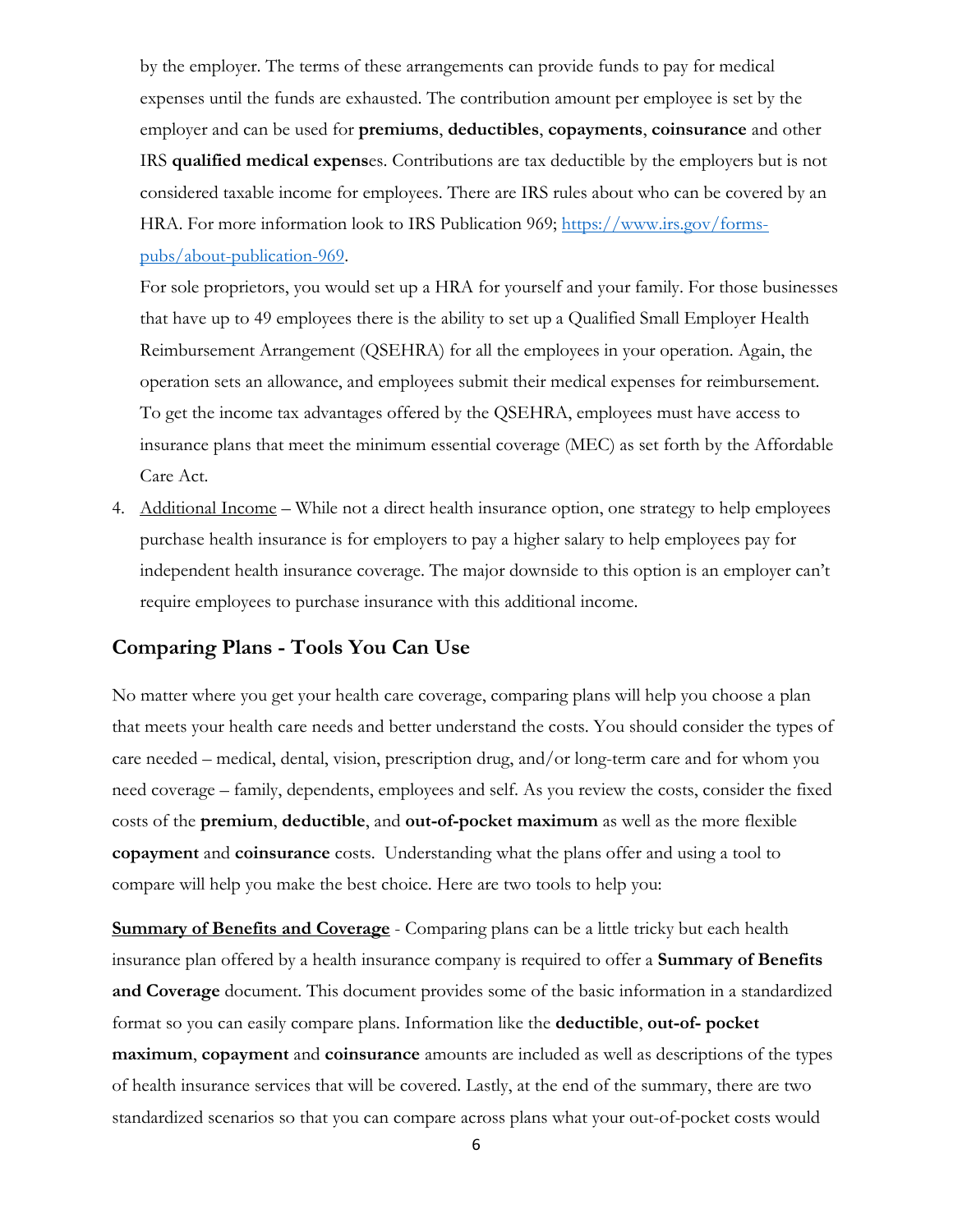by the employer. The terms of these arrangements can provide funds to pay for medical expenses until the funds are exhausted. The contribution amount per employee is set by the employer and can be used for **premiums**, **deductibles**, **copayments**, **coinsurance** and other IRS **qualified medical expens**es. Contributions are tax deductible by the employers but is not considered taxable income for employees. There are IRS rules about who can be covered by an HRA. For more information look to IRS Publication 969; [https://www.irs.gov/forms-pubs/about-publication-969](https://www.irs.gov/forms-pubs/about-publication-969).

For sole proprietors, you would set up a HRA for yourself and your family. For those businesses that have up to 49 employees there is the ability to set up a Qualified Small Employer Health Reimbursement Arrangement (QSEHRA) for all the employees in your operation. Again, the operation sets an allowance, and employees submit their medical expenses for reimbursement. To get the income tax advantages offered by the QSEHRA, employees must have access to insurance plans that meet the minimum essential coverage (MEC) as set forth by the Affordable Care Act.

4. Additional Income – While not a direct health insurance option, one strategy to help employees purchase health insurance is for employers to pay a higher salary to help employees pay for independent health insurance coverage. The major downside to this option is an employer can't require employees to purchase insurance with this additional income.

## Comparing Plans - Tools You Can Use

No matter where you get your health care coverage, comparing plans will help you choose a plan that meets your health care needs and better understand the costs. You should consider the types of care needed – medical, dental, vision, prescription drug, and/or long-term care and for whom you need coverage – family, dependents, employees and self. As you review the costs, consider the fixed costs of the **premium**, **deductible**, and **out-of-pocket maximum** as well as the more flexible **copayment** and **coinsurance** costs. Understanding what the plans offer and using a tool to compare will help you make the best choice. Here are two tools to help you:

**Summary of Benefits and Coverage** - Comparing plans can be a little tricky but each health insurance plan offered by a health insurance company is required to offer a **Summary of Benefits and Coverage** document. This document provides some of the basic information in a standardized format so you can easily compare plans. Information like the **deductible**, **out-of- pocket maximum**, **copayment** and **coinsurance** amounts are included as well as descriptions of the types of health insurance services that will be covered. Lastly, at the end of the summary, there are two standardized scenarios so that you can compare across plans what your out-of-pocket costs would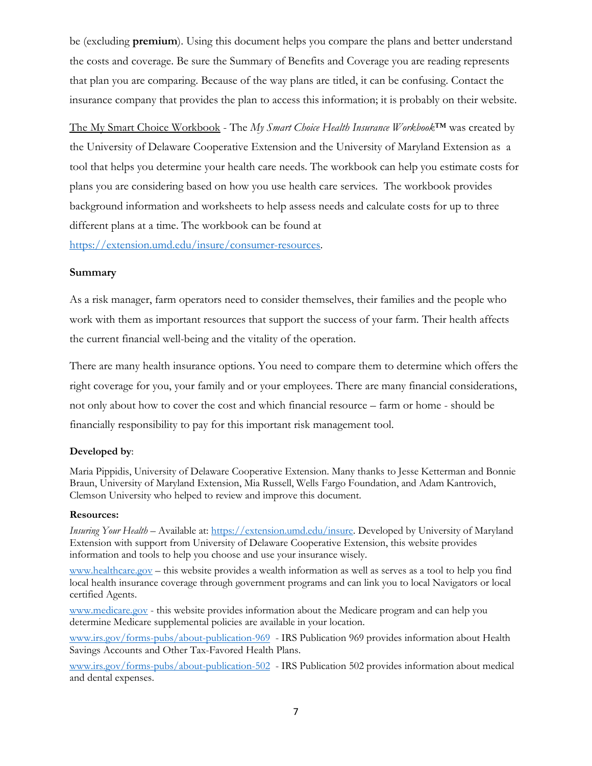be (excluding **premium**). Using this document helps you compare the plans and better understand the costs and coverage. Be sure the Summary of Benefits and Coverage you are reading represents that plan you are comparing. Because of the way plans are titled, it can be confusing. Contact the insurance company that provides the plan to access this information; it is probably on their website.

The My Smart Choice Workbook - The *My Smart Choice Health Insurance Workbook*™ was created by the University of Delaware Cooperative Extension and the University of Maryland Extension as a tool that helps you determine your health care needs. The workbook can help you estimate costs for plans you are considering based on how you use health care services. The workbook provides background information and worksheets to help assess needs and calculate costs for up to three different plans at a time. The workbook can be found at https://extension.umd.edu/insure/consumer-resources.

**Summary**

As a risk manager, farm operators need to consider themselves, their families and the people who work with them as important resources that support the success of your farm. Their health affects the current financial well-being and the vitality of the operation.

There are many health insurance options. You need to compare them to determine which offers the right coverage for you, your family and or your employees. There are many financial considerations, not only about how to cover the cost and which financial resource – farm or home - should be financially responsibility to pay for this important risk management tool.

**Developed by**:

Maria Pippidis, University of Delaware Cooperative Extension. Many thanks to Jesse Ketterman and Bonnie Braun, University of Maryland Extension, Mia Russell, Wells Fargo Foundation, and Adam Kantrovich, Clemson University who helped to review and improve this document.

**Resources:**

*Insuring Your Health* – Available at: https://extension.umd.edu/insure. Developed by University of Maryland Extension with support from University of Delaware Cooperative Extension, this website provides information and tools to help you choose and use your insurance wisely.

www.healthcare.gov – this website provides a wealth information as well as serves as a tool to help you find local health insurance coverage through government programs and can link you to local Navigators or local certified Agents.

www.medicare.gov - this website provides information about the Medicare program and can help you determine Medicare supplemental policies are available in your location.

www.irs.gov/forms-pubs/about-publication-969 - IRS Publication 969 provides information about Health Savings Accounts and Other Tax-Favored Health Plans.

www.irs.gov/forms-pubs/about-publication-502 - IRS Publication 502 provides information about medical and dental expenses.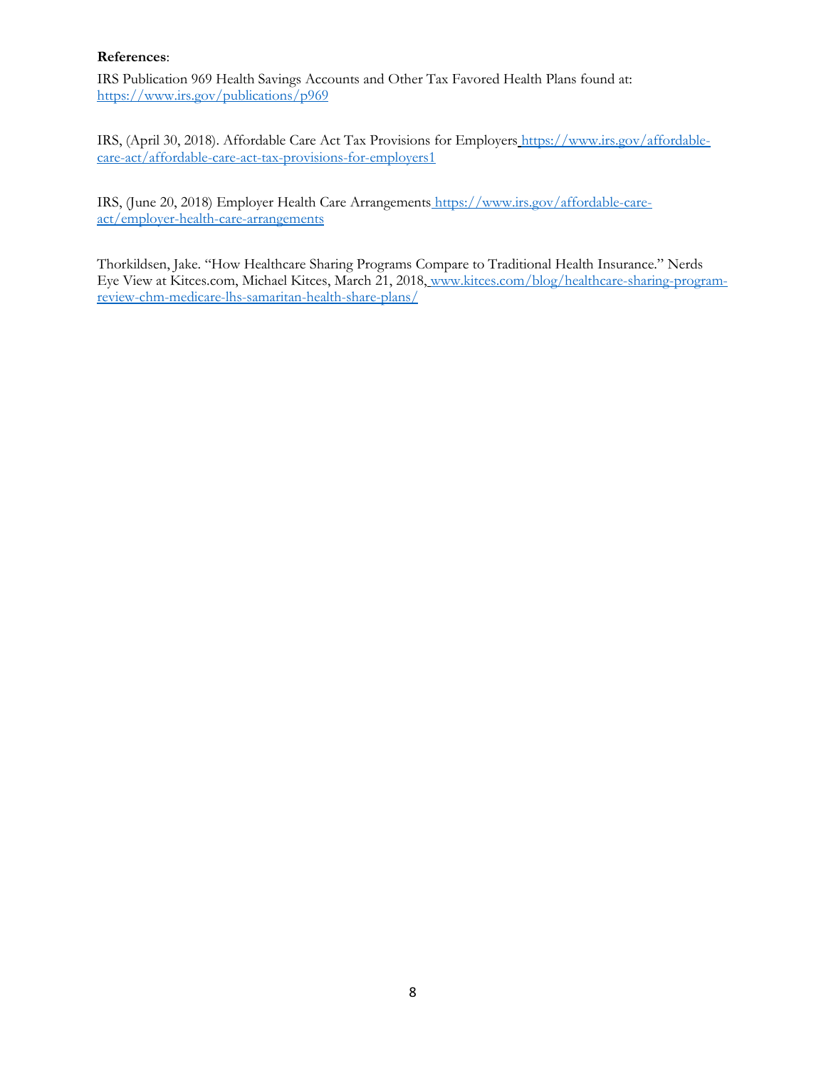**References**:

IRS Publication 969 Health Savings Accounts and Other Tax Favored Health Plans found at: https://www.irs.gov/publications/p969

IRS, (April 30, 2018). Affordable Care Act Tax Provisions for Employers https://www.irs.gov/affordable-care-act/affordable-care-act-tax-provisions-for-employers1

IRS, (June 20, 2018) Employer Health Care Arrangements https://www.irs.gov/affordable-care-act/employer-health-care-arrangements

Thorkildsen, Jake. "How Healthcare Sharing Programs Compare to Traditional Health Insurance." Nerds Eye View at Kitces.com, Michael Kitces, March 21, 2018, www.kitces.com/blog/healthcare-sharing-program-review-chm-medicare-lhs-samaritan-health-share-plans/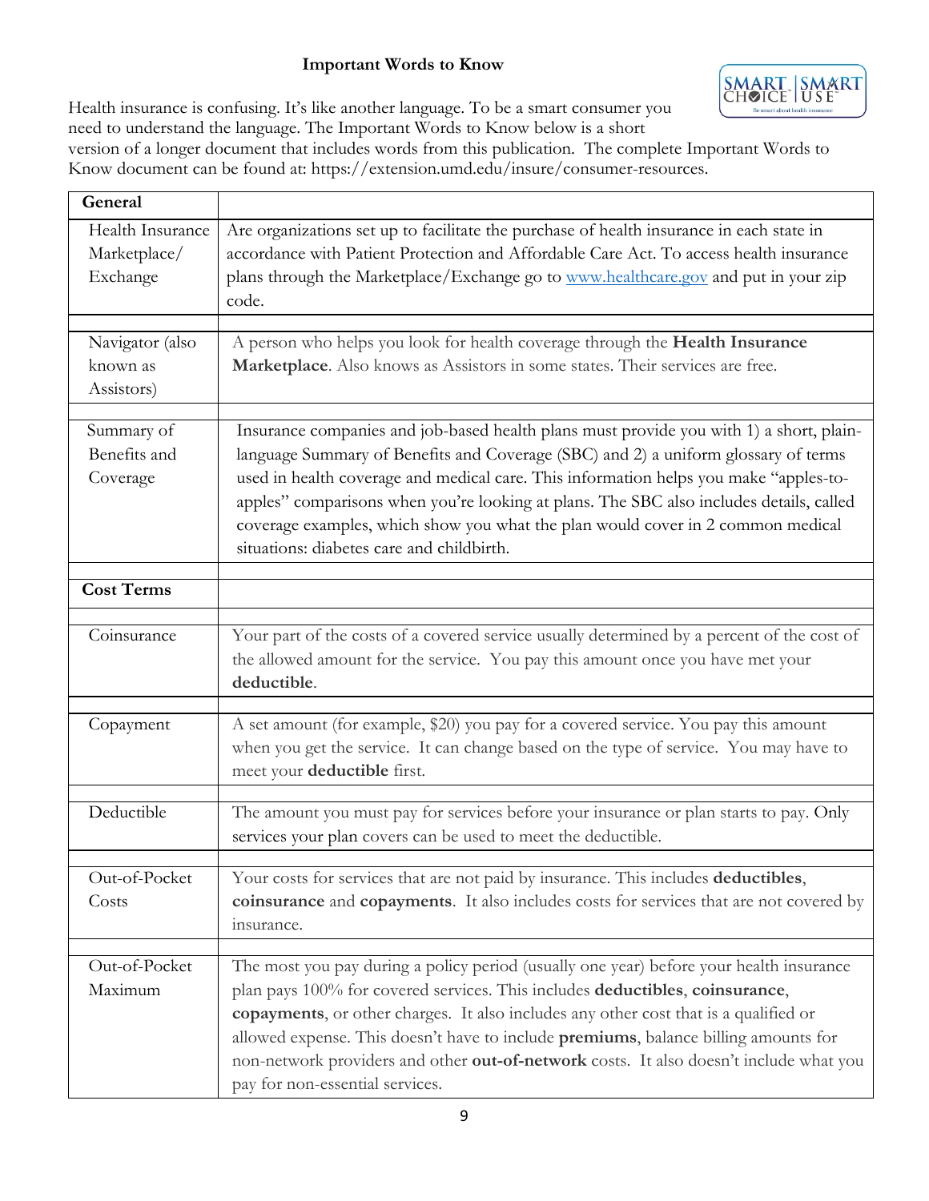## Important Words to Know

Health insurance is confusing. It's like another language. To be a smart consumer you need to understand the language. The Important Words to Know below is a short version of a longer document that includes words from this publication. The complete Important Words to Know document can be found at: https://extension.umd.edu/insure/consumer-resources.

| **General** | |
|---|---|
| Health Insurance Marketplace/ Exchange | Are organizations set up to facilitate the purchase of health insurance in each state in accordance with Patient Protection and Affordable Care Act. To access health insurance plans through the Marketplace/Exchange go to www.healthcare.gov and put in your zip code. |
| Navigator (also known as Assistors) | A person who helps you look for health coverage through the **Health Insurance Marketplace**. Also knows as Assistors in some states. Their services are free. |
| Summary of Benefits and Coverage | Insurance companies and job-based health plans must provide you with 1) a short, plain-language Summary of Benefits and Coverage (SBC) and 2) a uniform glossary of terms used in health coverage and medical care. This information helps you make "apples-to-apples" comparisons when you're looking at plans. The SBC also includes details, called coverage examples, which show you what the plan would cover in 2 common medical situations: diabetes care and childbirth. |
| **Cost Terms** | |
| Coinsurance | Your part of the costs of a covered service usually determined by a percent of the cost of the allowed amount for the service. You pay this amount once you have met your **deductible**. |
| Copayment | A set amount (for example, $20) you pay for a covered service. You pay this amount when you get the service. It can change based on the type of service. You may have to meet your **deductible** first. |
| Deductible | The amount you must pay for services before your insurance or plan starts to pay. Only services your plan covers can be used to meet the deductible. |
| Out-of-Pocket Costs | Your costs for services that are not paid by insurance. This includes **deductibles**, **coinsurance** and **copayments**. It also includes costs for services that are not covered by insurance. |
| Out-of-Pocket Maximum | The most you pay during a policy period (usually one year) before your health insurance plan pays 100% for covered services. This includes **deductibles**, **coinsurance**, **copayments**, or other charges. It also includes any other cost that is a qualified or allowed expense. This doesn't have to include **premiums**, balance billing amounts for non-network providers and other **out-of-network** costs. It also doesn't include what you pay for non-essential services. |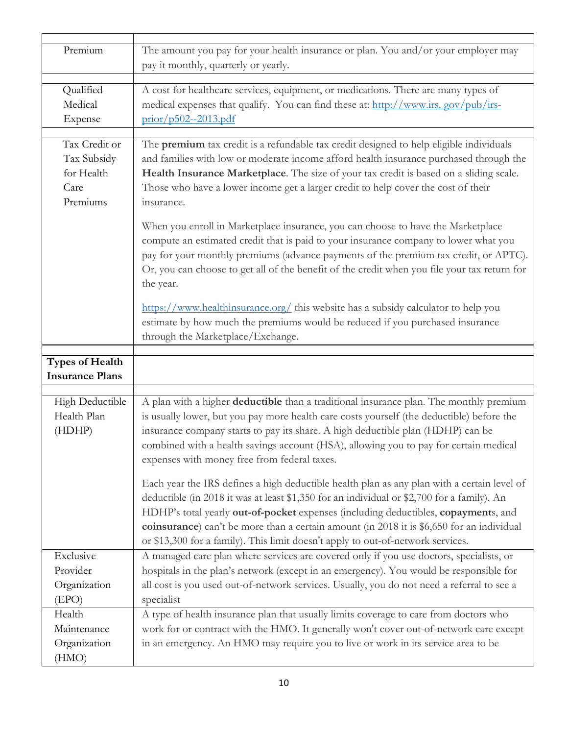| | |
|---|---|
| Premium | The amount you pay for your health insurance or plan. You and/or your employer may pay it monthly, quarterly or yearly. |
| | |
| Qualified Medical Expense | A cost for healthcare services, equipment, or medications. There are many types of medical expenses that qualify. You can find these at: [http://www.irs. gov/pub/irs-prior/p502--2013.pdf](http://www.irs.gov/pub/irs-prior/p502--2013.pdf) |
| | |
| Tax Credit or Tax Subsidy for Health Care Premiums | The **premium** tax credit is a refundable tax credit designed to help eligible individuals and families with low or moderate income afford health insurance purchased through the **Health Insurance Marketplace**. The size of your tax credit is based on a sliding scale. Those who have a lower income get a larger credit to help cover the cost of their insurance.<br><br>When you enroll in Marketplace insurance, you can choose to have the Marketplace compute an estimated credit that is paid to your insurance company to lower what you pay for your monthly premiums (advance payments of the premium tax credit, or APTC). Or, you can choose to get all of the benefit of the credit when you file your tax return for the year.<br><br>[https://www.healthinsurance.org/](https://www.healthinsurance.org/) this website has a subsidy calculator to help you estimate by how much the premiums would be reduced if you purchased insurance through the Marketplace/Exchange. |
| | |
| **Types of Health Insurance Plans** | |
| | |
| High Deductible Health Plan (HDHP) | A plan with a higher **deductible** than a traditional insurance plan. The monthly premium is usually lower, but you pay more health care costs yourself (the deductible) before the insurance company starts to pay its share. A high deductible plan (HDHP) can be combined with a health savings account (HSA), allowing you to pay for certain medical expenses with money free from federal taxes.<br><br>Each year the IRS defines a high deductible health plan as any plan with a certain level of deductible (in 2018 it was at least $1,350 for an individual or $2,700 for a family). An HDHP's total yearly **out-of-pocket** expenses (including deductibles, **copayment**s, and **coinsurance**) can't be more than a certain amount (in 2018 it is $6,650 for an individual or $13,300 for a family). This limit doesn't apply to out-of-network services. |
| Exclusive Provider Organization (EPO) | A managed care plan where services are covered only if you use doctors, specialists, or hospitals in the plan's network (except in an emergency). You would be responsible for all cost is you used out-of-network services. Usually, you do not need a referral to see a specialist |
| Health Maintenance Organization (HMO) | A type of health insurance plan that usually limits coverage to care from doctors who work for or contract with the HMO. It generally won't cover out-of-network care except in an emergency. An HMO may require you to live or work in its service area to be |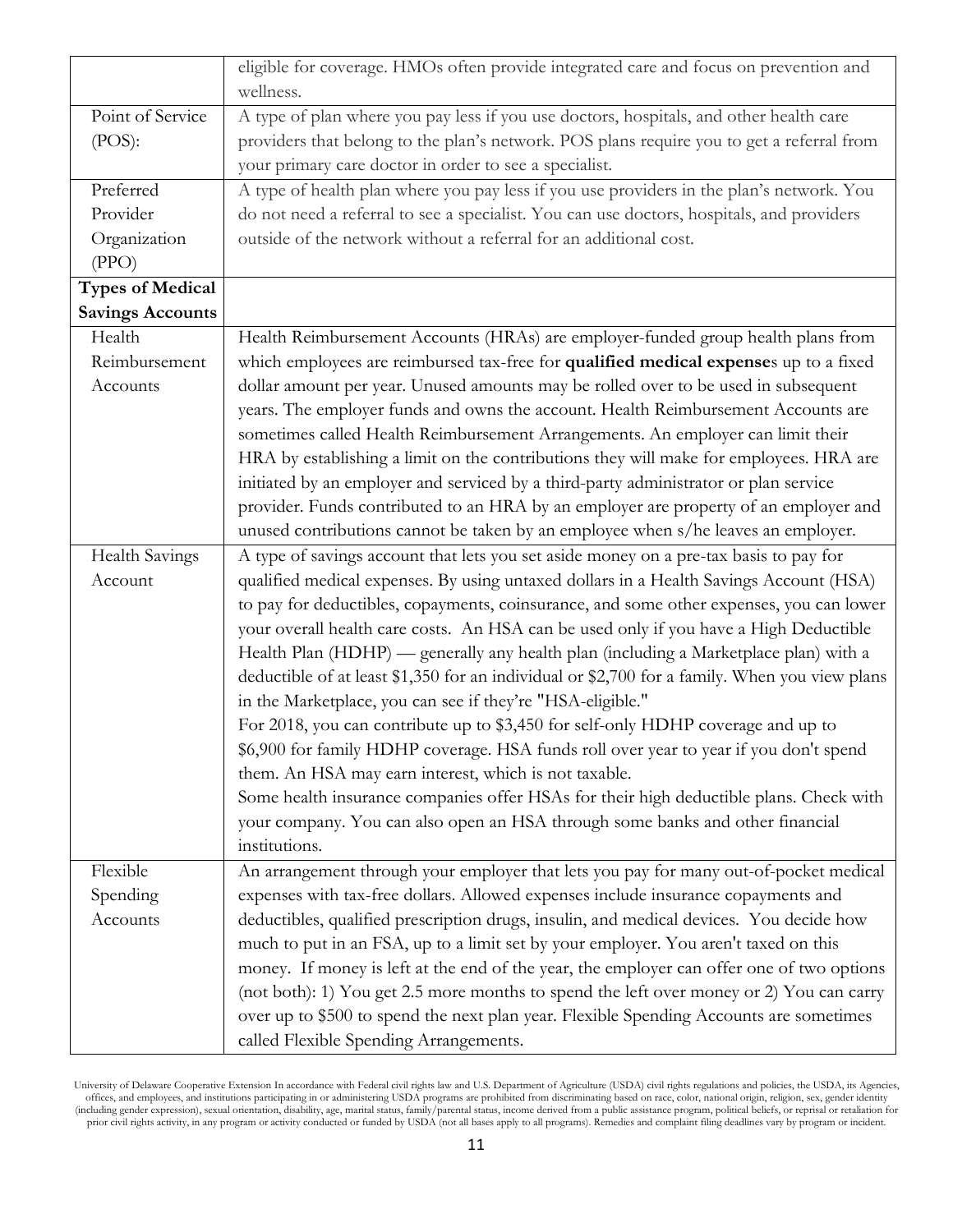| | |
|---|---|
| | eligible for coverage. HMOs often provide integrated care and focus on prevention and wellness. |
| Point of Service (POS): | A type of plan where you pay less if you use doctors, hospitals, and other health care providers that belong to the plan's network. POS plans require you to get a referral from your primary care doctor in order to see a specialist. |
| Preferred Provider Organization (PPO) | A type of health plan where you pay less if you use providers in the plan's network. You do not need a referral to see a specialist. You can use doctors, hospitals, and providers outside of the network without a referral for an additional cost. |
| **Types of Medical Savings Accounts** | |
| Health Reimbursement Accounts | Health Reimbursement Accounts (HRAs) are employer-funded group health plans from which employees are reimbursed tax-free for **qualified medical expense**s up to a fixed dollar amount per year. Unused amounts may be rolled over to be used in subsequent years. The employer funds and owns the account. Health Reimbursement Accounts are sometimes called Health Reimbursement Arrangements. An employer can limit their HRA by establishing a limit on the contributions they will make for employees. HRA are initiated by an employer and serviced by a third-party administrator or plan service provider. Funds contributed to an HRA by an employer are property of an employer and unused contributions cannot be taken by an employee when s/he leaves an employer. |
| Health Savings Account | A type of savings account that lets you set aside money on a pre-tax basis to pay for qualified medical expenses. By using untaxed dollars in a Health Savings Account (HSA) to pay for deductibles, copayments, coinsurance, and some other expenses, you can lower your overall health care costs. An HSA can be used only if you have a High Deductible Health Plan (HDHP) — generally any health plan (including a Marketplace plan) with a deductible of at least $1,350 for an individual or $2,700 for a family. When you view plans in the Marketplace, you can see if they're "HSA-eligible." For 2018, you can contribute up to $3,450 for self-only HDHP coverage and up to $6,900 for family HDHP coverage. HSA funds roll over year to year if you don't spend them. An HSA may earn interest, which is not taxable. Some health insurance companies offer HSAs for their high deductible plans. Check with your company. You can also open an HSA through some banks and other financial institutions. |
| Flexible Spending Accounts | An arrangement through your employer that lets you pay for many out-of-pocket medical expenses with tax-free dollars. Allowed expenses include insurance copayments and deductibles, qualified prescription drugs, insulin, and medical devices. You decide how much to put in an FSA, up to a limit set by your employer. You aren't taxed on this money. If money is left at the end of the year, the employer can offer one of two options (not both): 1) You get 2.5 more months to spend the left over money or 2) You can carry over up to $500 to spend the next plan year. Flexible Spending Accounts are sometimes called Flexible Spending Arrangements. |

University of Delaware Cooperative Extension In accordance with Federal civil rights law and U.S. Department of Agriculture (USDA) civil rights regulations and policies, the USDA, its Agencies, offices, and employees, and institutions participating in or administering USDA programs are prohibited from discriminating based on race, color, national origin, religion, sex, gender identity (including gender expression), sexual orientation, disability, age, marital status, family/parental status, income derived from a public assistance program, political beliefs, or reprisal or retaliation for prior civil rights activity, in any program or activity conducted or funded by USDA (not all bases apply to all programs). Remedies and complaint filing deadlines vary by program or incident.